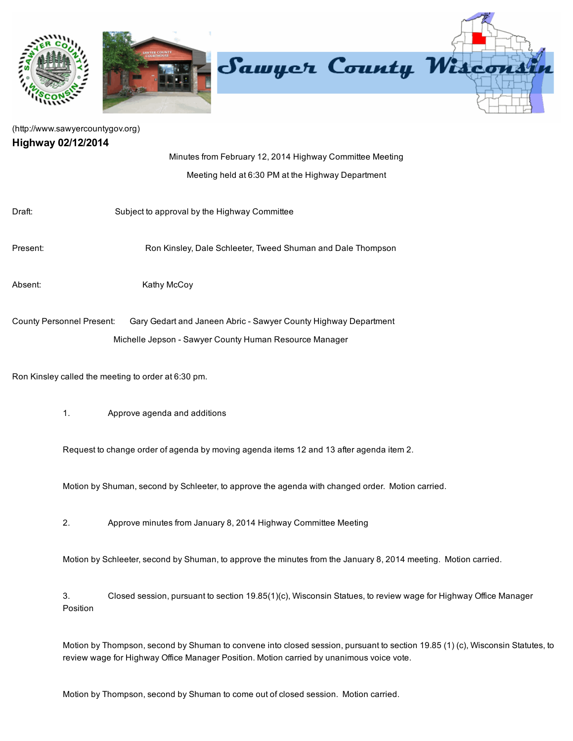(http://www.sawyercountygov.org)

## Highway 02/12/2014

Minutes from February 12, 2014 Highway Committee Meeting

Meeting held at 6:30 PM at the Highway Department

Draft: Subject to approval by the Highway Committee

Present: Ron Kinsley, Dale Schleeter, Tweed Shuman and Dale Thompson

Absent: Kathy McCoy

County Personnel Present: Gary Gedart and Janeen Abric - Sawyer County Highway Department

Michelle Jepson - Sawyer County Human Resource Manager

Ron Kinsley called the meeting to order at 6:30 pm.

1. Approve agenda and additions

Request to change order of agenda by moving agenda items 12 and 13 after agenda item 2.

Motion by Shuman, second by Schleeter, to approve the agenda with changed order. Motion carried.

2. Approve minutes from January 8, 2014 Highway Committee Meeting

Motion by Schleeter, second by Shuman, to approve the minutes from the January 8, 2014 meeting. Motion carried.

3. Closed session, pursuant to section 19.85(1)(c), Wisconsin Statues, to review wage for Highway Office Manager Position

Motion by Thompson, second by Shuman to convene into closed session, pursuant to section 19.85 (1) (c), Wisconsin Statutes, to review wage for Highway Office Manager Position. Motion carried by unanimous voice vote.

Motion by Thompson, second by Shuman to come out of closed session. Motion carried.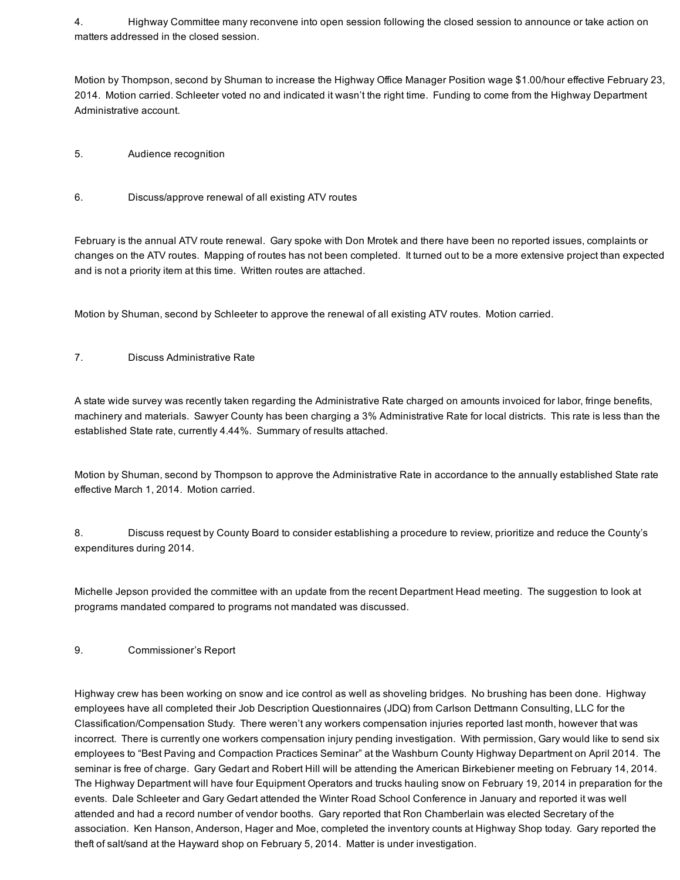4. Highway Committee many reconvene into open session following the closed session to announce or take action on matters addressed in the closed session.

Motion by Thompson, second by Shuman to increase the Highway Office Manager Position wage $1.00/hour effective February 23, 2014. Motion carried. Schleeter voted no and indicated it wasn't the right time. Funding to come from the Highway Department Administrative account.

5. Audience recognition

6. Discuss/approve renewal of all existing ATV routes

February is the annual ATV route renewal. Gary spoke with Don Mrotek and there have been no reported issues, complaints or changes on the ATV routes. Mapping of routes has not been completed. It turned out to be a more extensive project than expected and is not a priority item at this time. Written routes are attached.

Motion by Shuman, second by Schleeter to approve the renewal of all existing ATV routes. Motion carried.

7. Discuss Administrative Rate

A state wide survey was recently taken regarding the Administrative Rate charged on amounts invoiced for labor, fringe benefits, machinery and materials. Sawyer County has been charging a 3% Administrative Rate for local districts. This rate is less than the established State rate, currently 4.44%. Summary of results attached.

Motion by Shuman, second by Thompson to approve the Administrative Rate in accordance to the annually established State rate effective March 1, 2014. Motion carried.

8. Discuss request by County Board to consider establishing a procedure to review, prioritize and reduce the County's expenditures during 2014.

Michelle Jepson provided the committee with an update from the recent Department Head meeting. The suggestion to look at programs mandated compared to programs not mandated was discussed.

9. Commissioner's Report

Highway crew has been working on snow and ice control as well as shoveling bridges. No brushing has been done. Highway employees have all completed their Job Description Questionnaires (JDQ) from Carlson Dettmann Consulting, LLC for the Classification/Compensation Study. There weren't any workers compensation injuries reported last month, however that was incorrect. There is currently one workers compensation injury pending investigation. With permission, Gary would like to send six employees to "Best Paving and Compaction Practices Seminar" at the Washburn County Highway Department on April 2014. The seminar is free of charge. Gary Gedart and Robert Hill will be attending the American Birkebiener meeting on February 14, 2014. The Highway Department will have four Equipment Operators and trucks hauling snow on February 19, 2014 in preparation for the events. Dale Schleeter and Gary Gedart attended the Winter Road School Conference in January and reported it was well attended and had a record number of vendor booths. Gary reported that Ron Chamberlain was elected Secretary of the association. Ken Hanson, Anderson, Hager and Moe, completed the inventory counts at Highway Shop today. Gary reported the theft of salt/sand at the Hayward shop on February 5, 2014. Matter is under investigation.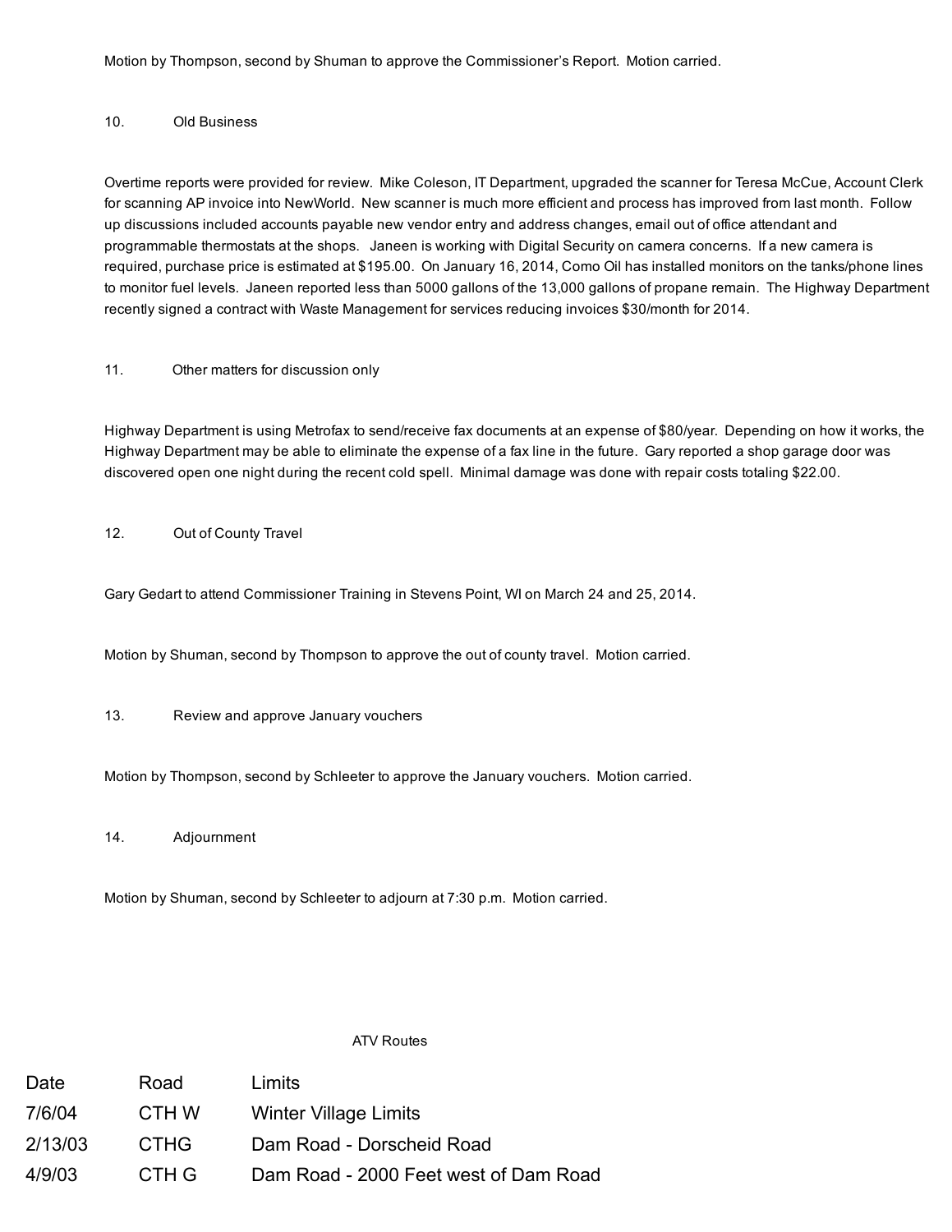Motion by Thompson, second by Shuman to approve the Commissioner's Report. Motion carried.

10. Old Business

Overtime reports were provided for review. Mike Coleson, IT Department, upgraded the scanner for Teresa McCue, Account Clerk for scanning AP invoice into NewWorld. New scanner is much more efficient and process has improved from last month. Follow up discussions included accounts payable new vendor entry and address changes, email out of office attendant and programmable thermostats at the shops. Janeen is working with Digital Security on camera concerns. If a new camera is required, purchase price is estimated at $195.00. On January 16, 2014, Como Oil has installed monitors on the tanks/phone lines to monitor fuel levels. Janeen reported less than 5000 gallons of the 13,000 gallons of propane remain. The Highway Department recently signed a contract with Waste Management for services reducing invoices $30/month for 2014.

11. Other matters for discussion only

Highway Department is using Metrofax to send/receive fax documents at an expense of $80/year. Depending on how it works, the Highway Department may be able to eliminate the expense of a fax line in the future. Gary reported a shop garage door was discovered open one night during the recent cold spell. Minimal damage was done with repair costs totaling $22.00.

12. Out of County Travel

Gary Gedart to attend Commissioner Training in Stevens Point, WI on March 24 and 25, 2014.

Motion by Shuman, second by Thompson to approve the out of county travel. Motion carried.

13. Review and approve January vouchers

Motion by Thompson, second by Schleeter to approve the January vouchers. Motion carried.

14. Adjournment

Motion by Shuman, second by Schleeter to adjourn at 7:30 p.m. Motion carried.

ATV Routes

| Date | Road | Limits |
|---|---|---|
| 7/6/04 | CTH W | Winter Village Limits |
| 2/13/03 | CTHG | Dam Road - Dorscheid Road |
| 4/9/03 | CTH G | Dam Road - 2000 Feet west of Dam Road |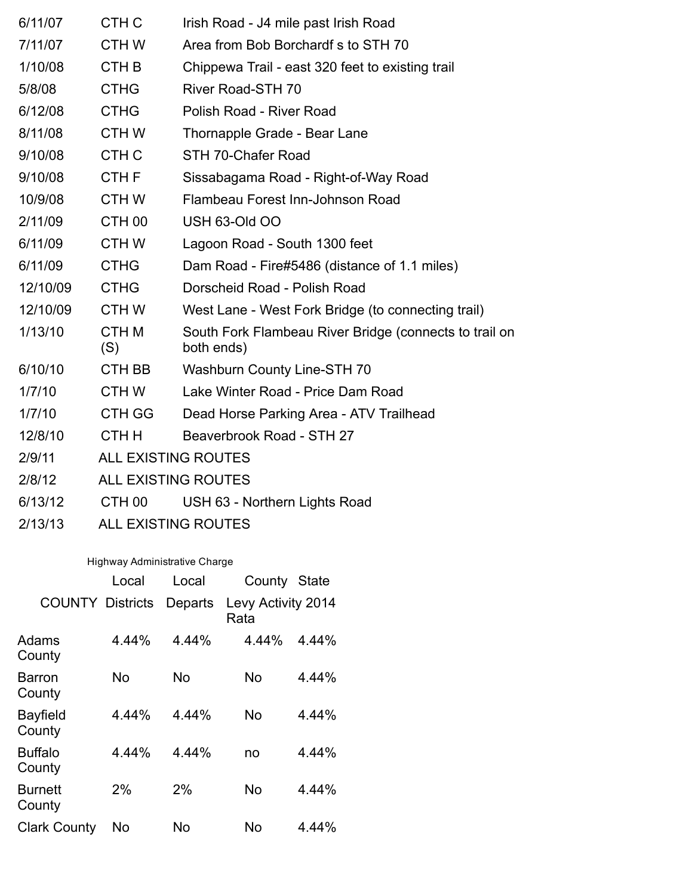| | | |
|---|---|---|
| 6/11/07 | CTH C | Irish Road - J4 mile past Irish Road |
| 7/11/07 | CTH W | Area from Bob Borchardf s to STH 70 |
| 1/10/08 | CTH B | Chippewa Trail - east 320 feet to existing trail |
| 5/8/08 | CTHG | River Road-STH 70 |
| 6/12/08 | CTHG | Polish Road - River Road |
| 8/11/08 | CTH W | Thornapple Grade - Bear Lane |
| 9/10/08 | CTH C | STH 70-Chafer Road |
| 9/10/08 | CTH F | Sissabagama Road - Right-of-Way Road |
| 10/9/08 | CTH W | Flambeau Forest Inn-Johnson Road |
| 2/11/09 | CTH 00 | USH 63-Old OO |
| 6/11/09 | CTH W | Lagoon Road - South 1300 feet |
| 6/11/09 | CTHG | Dam Road - Fire#5486 (distance of 1.1 miles) |
| 12/10/09 | CTHG | Dorscheid Road - Polish Road |
| 12/10/09 | CTH W | West Lane - West Fork Bridge (to connecting trail) |
| 1/13/10 | CTH M (S) | South Fork Flambeau River Bridge (connects to trail on both ends) |
| 6/10/10 | CTH BB | Washburn County Line-STH 70 |
| 1/7/10 | CTH W | Lake Winter Road - Price Dam Road |
| 1/7/10 | CTH GG | Dead Horse Parking Area - ATV Trailhead |
| 12/8/10 | CTH H | Beaverbrook Road - STH 27 |
| 2/9/11 | ALL EXISTING ROUTES | |
| 2/8/12 | ALL EXISTING ROUTES | |
| 6/13/12 | CTH 00 | USH 63 - Northern Lights Road |
| 2/13/13 | ALL EXISTING ROUTES | |

Highway Administrative Charge

| COUNTY | Local Districts | Local Departs | County Levy Activity Rata | State 2014 |
|---|---|---|---|---|
| Adams County | 4.44% | 4.44% | 4.44% | 4.44% |
| Barron County | No | No | No | 4.44% |
| Bayfield County | 4.44% | 4.44% | No | 4.44% |
| Buffalo County | 4.44% | 4.44% | no | 4.44% |
| Burnett County | 2% | 2% | No | 4.44% |
| Clark County | No | No | No | 4.44% |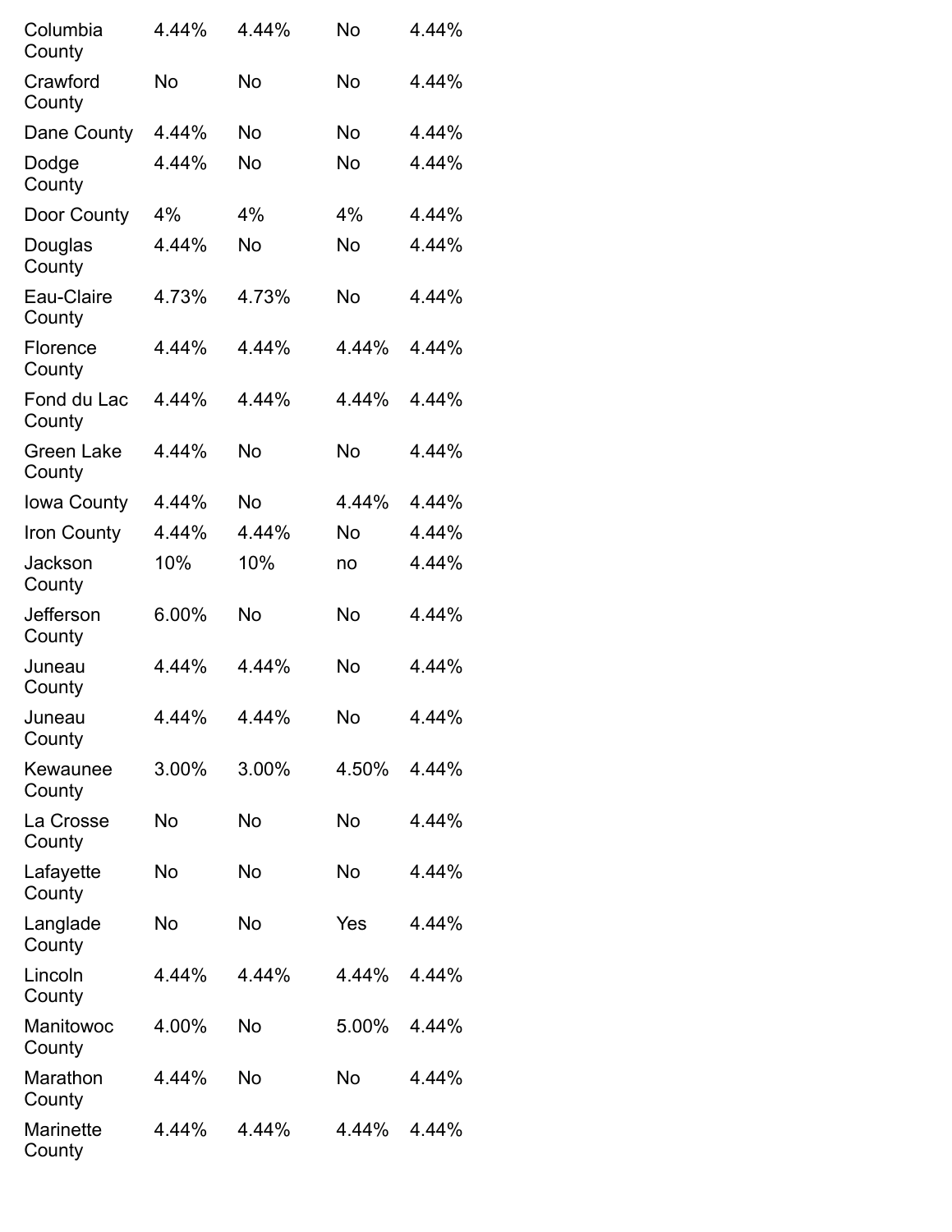| | | | | |
|---|---|---|---|---|
| Columbia County | 4.44% | 4.44% | No | 4.44% |
| Crawford County | No | No | No | 4.44% |
| Dane County | 4.44% | No | No | 4.44% |
| Dodge County | 4.44% | No | No | 4.44% |
| Door County | 4% | 4% | 4% | 4.44% |
| Douglas County | 4.44% | No | No | 4.44% |
| Eau-Claire County | 4.73% | 4.73% | No | 4.44% |
| Florence County | 4.44% | 4.44% | 4.44% | 4.44% |
| Fond du Lac County | 4.44% | 4.44% | 4.44% | 4.44% |
| Green Lake County | 4.44% | No | No | 4.44% |
| Iowa County | 4.44% | No | 4.44% | 4.44% |
| Iron County | 4.44% | 4.44% | No | 4.44% |
| Jackson County | 10% | 10% | no | 4.44% |
| Jefferson County | 6.00% | No | No | 4.44% |
| Juneau County | 4.44% | 4.44% | No | 4.44% |
| Juneau County | 4.44% | 4.44% | No | 4.44% |
| Kewaunee County | 3.00% | 3.00% | 4.50% | 4.44% |
| La Crosse County | No | No | No | 4.44% |
| Lafayette County | No | No | No | 4.44% |
| Langlade County | No | No | Yes | 4.44% |
| Lincoln County | 4.44% | 4.44% | 4.44% | 4.44% |
| Manitowoc County | 4.00% | No | 5.00% | 4.44% |
| Marathon County | 4.44% | No | No | 4.44% |
| Marinette County | 4.44% | 4.44% | 4.44% | 4.44% |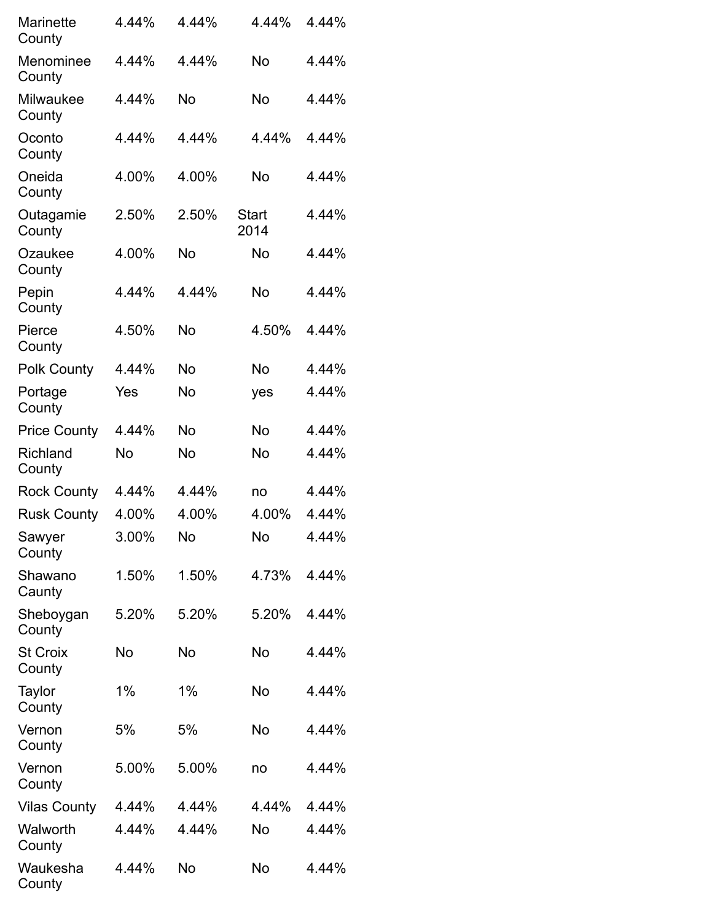| | | | | |
|---|---|---|---|---|
| Marinette County | 4.44% | 4.44% | 4.44% | 4.44% |
| Menominee County | 4.44% | 4.44% | No | 4.44% |
| Milwaukee County | 4.44% | No | No | 4.44% |
| Oconto County | 4.44% | 4.44% | 4.44% | 4.44% |
| Oneida County | 4.00% | 4.00% | No | 4.44% |
| Outagamie County | 2.50% | 2.50% | Start 2014 | 4.44% |
| Ozaukee County | 4.00% | No | No | 4.44% |
| Pepin County | 4.44% | 4.44% | No | 4.44% |
| Pierce County | 4.50% | No | 4.50% | 4.44% |
| Polk County | 4.44% | No | No | 4.44% |
| Portage County | Yes | No | yes | 4.44% |
| Price County | 4.44% | No | No | 4.44% |
| Richland County | No | No | No | 4.44% |
| Rock County | 4.44% | 4.44% | no | 4.44% |
| Rusk County | 4.00% | 4.00% | 4.00% | 4.44% |
| Sawyer County | 3.00% | No | No | 4.44% |
| Shawano Caunty | 1.50% | 1.50% | 4.73% | 4.44% |
| Sheboygan County | 5.20% | 5.20% | 5.20% | 4.44% |
| St Croix County | No | No | No | 4.44% |
| Taylor County | 1% | 1% | No | 4.44% |
| Vernon County | 5% | 5% | No | 4.44% |
| Vernon County | 5.00% | 5.00% | no | 4.44% |
| Vilas County | 4.44% | 4.44% | 4.44% | 4.44% |
| Walworth County | 4.44% | 4.44% | No | 4.44% |
| Waukesha County | 4.44% | No | No | 4.44% |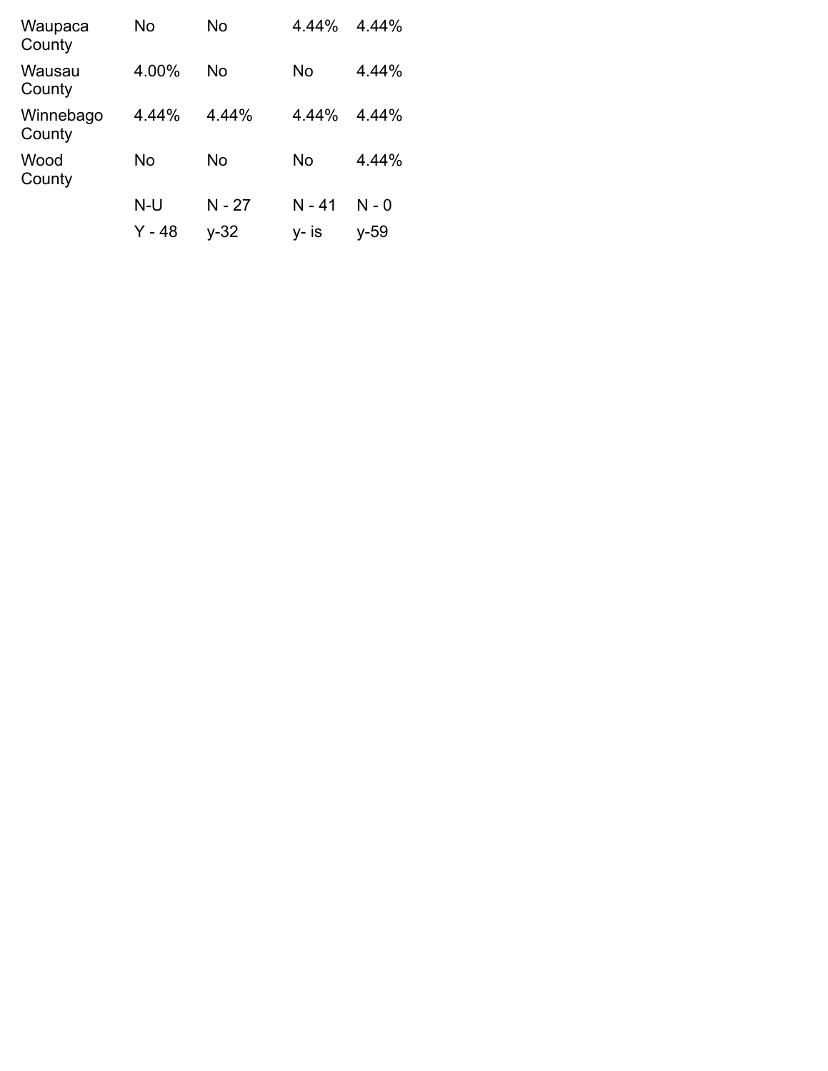| | | | | |
|---|---|---|---|---|
| Waupaca County | No | No | 4.44% | 4.44% |
| Wausau County | 4.00% | No | No | 4.44% |
| Winnebago County | 4.44% | 4.44% | 4.44% | 4.44% |
| Wood County | No | No | No | 4.44% |
| | N-U | N - 27 | N - 41 | N - 0 |
| | Y - 48 | y-32 | y- is | y-59 |